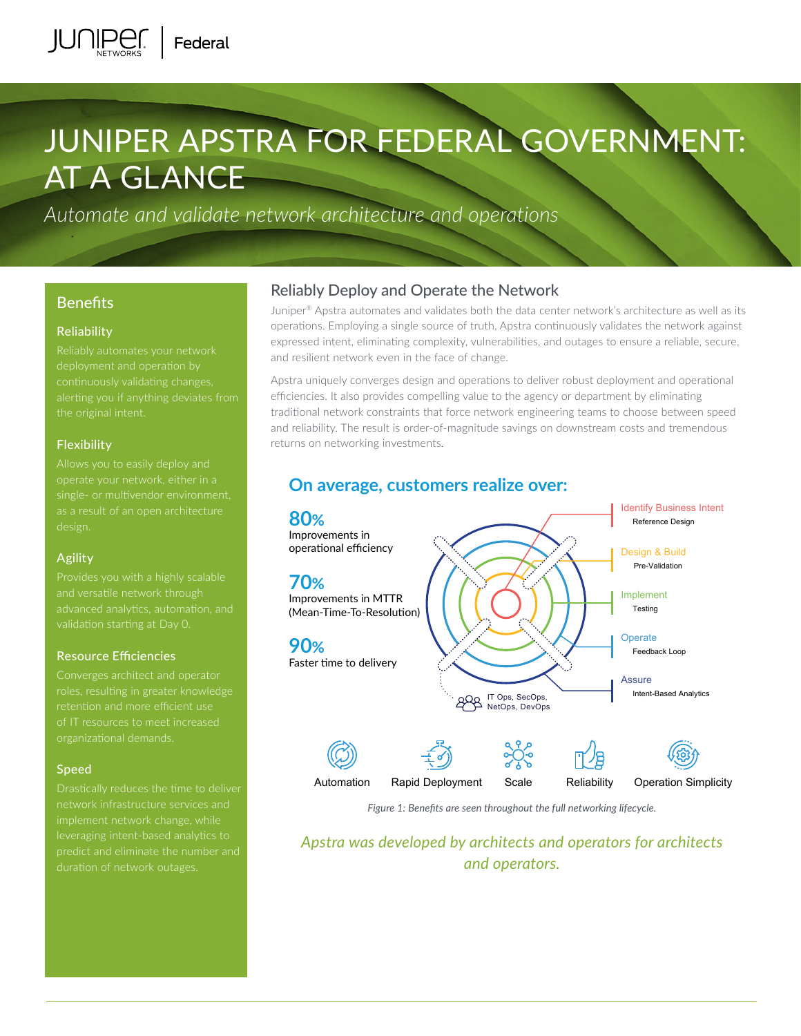# JUNIPER APSTRA FOR FEDERAL GOVERNMENT: AT A GLANCE

*Automate and validate network architecture and operations*

## Benefits

### Reliability

Reliably automates your network deployment and operation by continuously validating changes, alerting you if anything deviates from the original intent.

### Flexibility

Allows you to easily deploy and operate your network, either in a single- or multivendor environment, as a result of an open architecture design.

### Agility

Provides you with a highly scalable and versatile network through advanced analytics, automation, and validation starting at Day 0.

### Resource Efficiencies

Converges architect and operator roles, resulting in greater knowledge retention and more efficient use of IT resources to meet increased organizational demands.

### Speed

Drastically reduces the time to deliver network infrastructure services and implement network change, while leveraging intent-based analytics to predict and eliminate the number and duration of network outages.

## Reliably Deploy and Operate the Network

Juniper® Apstra automates and validates both the data center network's architecture as well as its operations. Employing a single source of truth, Apstra continuously validates the network against expressed intent, eliminating complexity, vulnerabilities, and outages to ensure a reliable, secure, and resilient network even in the face of change.

Apstra uniquely converges design and operations to deliver robust deployment and operational efficiencies. It also provides compelling value to the agency or department by eliminating traditional network constraints that force network engineering teams to choose between speed and reliability. The result is order-of-magnitude savings on downstream costs and tremendous returns on networking investments.

### On average, customers realize over:

**80%**
Improvements in operational efficiency

**70%**
Improvements in MTTR (Mean-Time-To-Resolution)

**90%**
Faster time to delivery

- Identify Business Intent – Reference Design
- Design & Build – Pre-Validation
- Implement – Testing
- Operate – Feedback Loop
- Assure – Intent-Based Analytics

IT Ops, SecOps, NetOps, DevOps

Automation | Rapid Deployment | Scale | Reliability | Operation Simplicity

*Figure 1: Benefits are seen throughout the full networking lifecycle.*

*Apstra was developed by architects and operators for architects and operators.*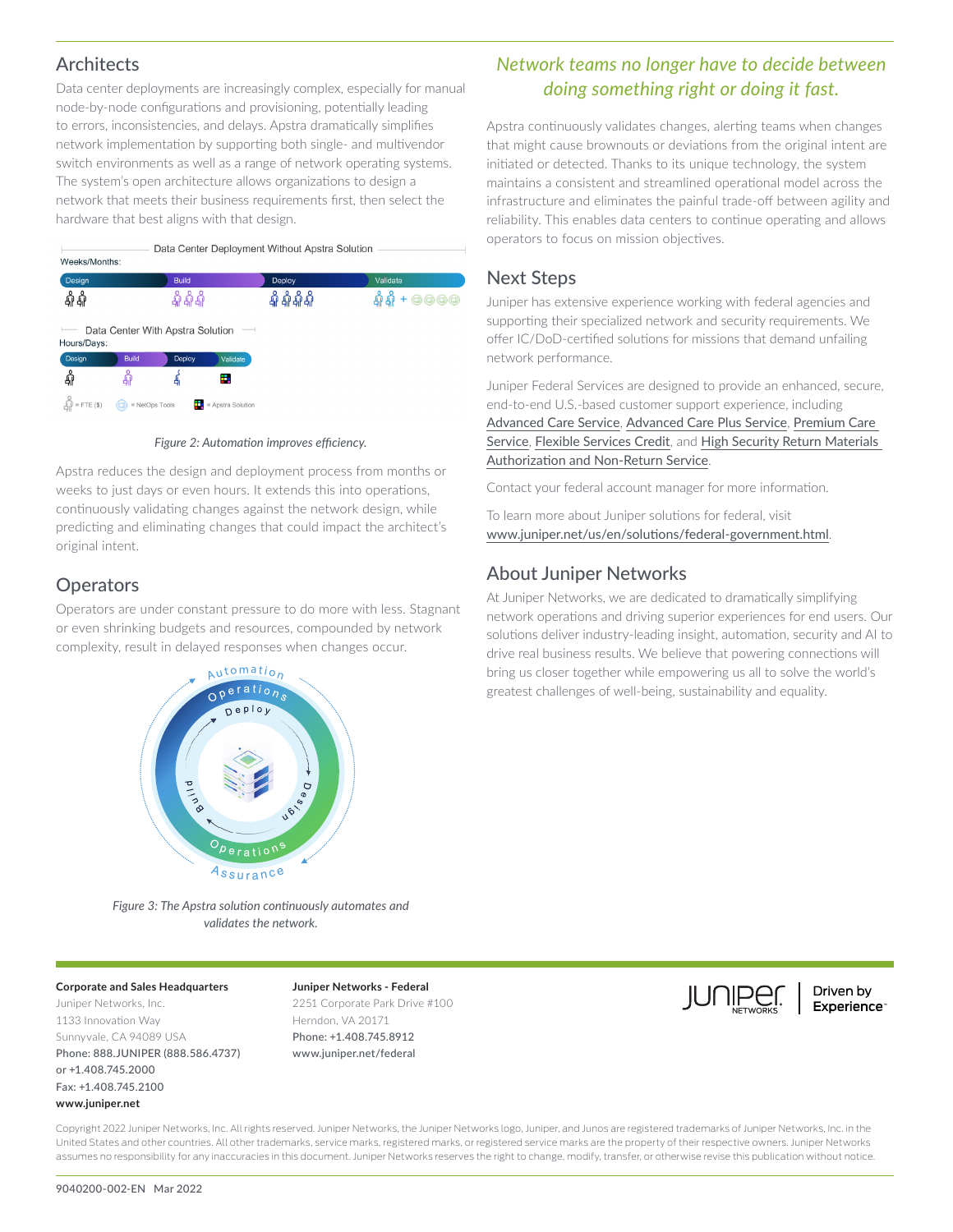## Architects

Data center deployments are increasingly complex, especially for manual node-by-node configurations and provisioning, potentially leading to errors, inconsistencies, and delays. Apstra dramatically simplifies network implementation by supporting both single- and multivendor switch environments as well as a range of network operating systems. The system's open architecture allows organizations to design a network that meets their business requirements first, then select the hardware that best aligns with that design.

Data Center Deployment Without Apstra Solution

Weeks/Months:

Design Build Deploy Validate

Data Center With Apstra Solution

Hours/Days:

Design Build Deploy Validate

= FTE ($) = NetOps Tools = Apstra Solution

*Figure 2: Automation improves efficiency.*

Apstra reduces the design and deployment process from months or weeks to just days or even hours. It extends this into operations, continuously validating changes against the network design, while predicting and eliminating changes that could impact the architect's original intent.

## Operators

Operators are under constant pressure to do more with less. Stagnant or even shrinking budgets and resources, compounded by network complexity, result in delayed responses when changes occur.

Automation

Operations

Deploy

Design

Build

Operations

Assurance

*Figure 3: The Apstra solution continuously automates and validates the network.*

*Network teams no longer have to decide between doing something right or doing it fast.*

Apstra continuously validates changes, alerting teams when changes that might cause brownouts or deviations from the original intent are initiated or detected. Thanks to its unique technology, the system maintains a consistent and streamlined operational model across the infrastructure and eliminates the painful trade-off between agility and reliability. This enables data centers to continue operating and allows operators to focus on mission objectives.

## Next Steps

Juniper has extensive experience working with federal agencies and supporting their specialized network and security requirements. We offer IC/DoD-certified solutions for missions that demand unfailing network performance.

Juniper Federal Services are designed to provide an enhanced, secure, end-to-end U.S.-based customer support experience, including Advanced Care Service, Advanced Care Plus Service, Premium Care Service, Flexible Services Credit, and High Security Return Materials Authorization and Non-Return Service.

Contact your federal account manager for more information.

To learn more about Juniper solutions for federal, visit www.juniper.net/us/en/solutions/federal-government.html.

## About Juniper Networks

At Juniper Networks, we are dedicated to dramatically simplifying network operations and driving superior experiences for end users. Our solutions deliver industry-leading insight, automation, security and AI to drive real business results. We believe that powering connections will bring us closer together while empowering us all to solve the world's greatest challenges of well-being, sustainability and equality.

**Corporate and Sales Headquarters**
Juniper Networks, Inc.
1133 Innovation Way
Sunnyvale, CA 94089 USA
Phone: 888.JUNIPER (888.586.4737)
or +1.408.745.2000
Fax: +1.408.745.2100
**www.juniper.net**

**Juniper Networks - Federal**
2251 Corporate Park Drive #100
Herndon, VA 20171
Phone: +1.408.745.8912
www.juniper.net/federal

Driven by Experience™

Copyright 2022 Juniper Networks, Inc. All rights reserved. Juniper Networks, the Juniper Networks logo, Juniper, and Junos are registered trademarks of Juniper Networks, Inc. in the United States and other countries. All other trademarks, service marks, registered marks, or registered service marks are the property of their respective owners. Juniper Networks assumes no responsibility for any inaccuracies in this document. Juniper Networks reserves the right to change, modify, transfer, or otherwise revise this publication without notice.

9040200-002-EN Mar 2022